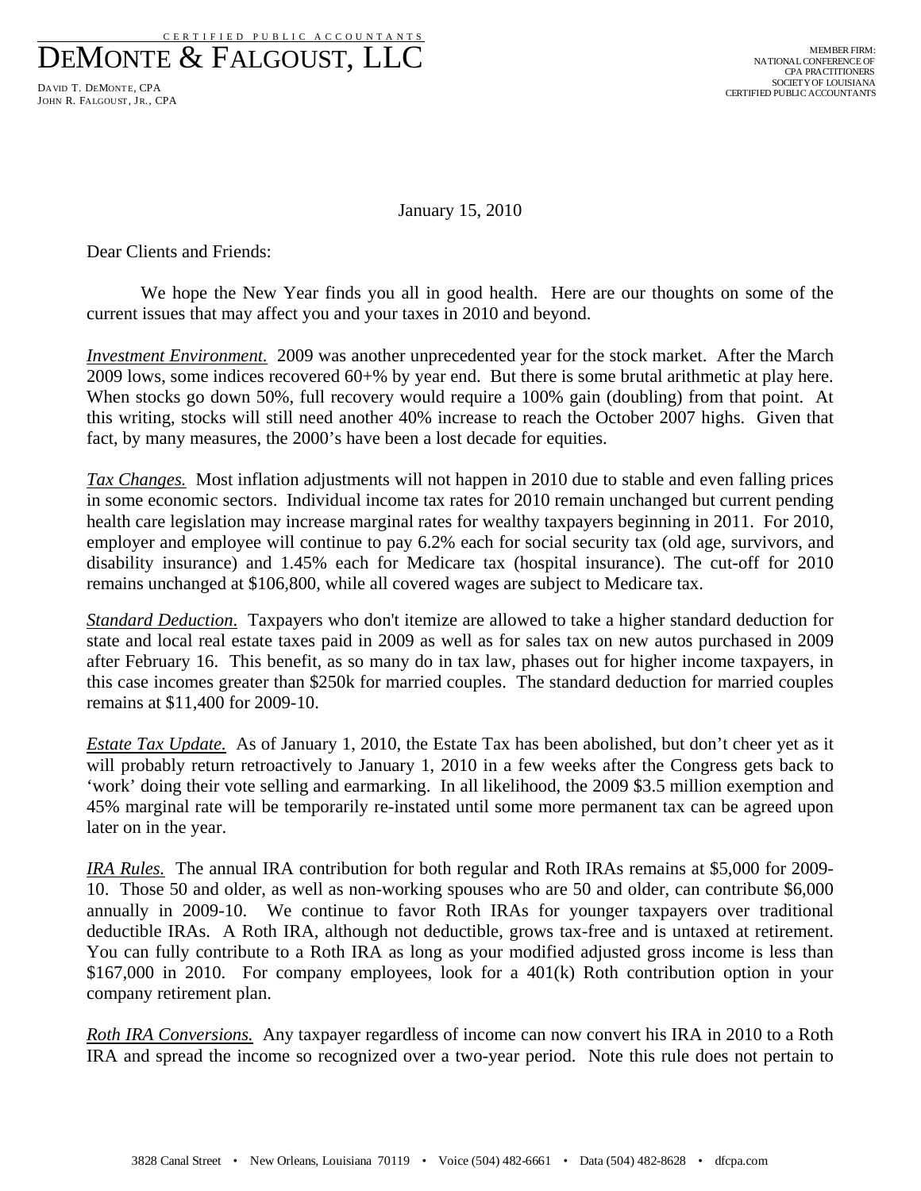CERTIFIED PUBLIC ACCOUNTANTS

# DEMONTE & FALGOUST, LLC

DAVID T. DEMONTE, CPA
JOHN R. FALGOUST, JR., CPA

MEMBER FIRM:
NATIONAL CONFERENCE OF
CPA PRACTITIONERS
SOCIETY OF LOUISIANA
CERTIFIED PUBLIC ACCOUNTANTS

January 15, 2010

Dear Clients and Friends:

We hope the New Year finds you all in good health. Here are our thoughts on some of the current issues that may affect you and your taxes in 2010 and beyond.

***Investment Environment.*** 2009 was another unprecedented year for the stock market. After the March 2009 lows, some indices recovered 60+% by year end. But there is some brutal arithmetic at play here. When stocks go down 50%, full recovery would require a 100% gain (doubling) from that point. At this writing, stocks will still need another 40% increase to reach the October 2007 highs. Given that fact, by many measures, the 2000's have been a lost decade for equities.

***Tax Changes.*** Most inflation adjustments will not happen in 2010 due to stable and even falling prices in some economic sectors. Individual income tax rates for 2010 remain unchanged but current pending health care legislation may increase marginal rates for wealthy taxpayers beginning in 2011. For 2010, employer and employee will continue to pay 6.2% each for social security tax (old age, survivors, and disability insurance) and 1.45% each for Medicare tax (hospital insurance). The cut-off for 2010 remains unchanged at $106,800, while all covered wages are subject to Medicare tax.

***Standard Deduction.*** Taxpayers who don't itemize are allowed to take a higher standard deduction for state and local real estate taxes paid in 2009 as well as for sales tax on new autos purchased in 2009 after February 16. This benefit, as so many do in tax law, phases out for higher income taxpayers, in this case incomes greater than $250k for married couples. The standard deduction for married couples remains at $11,400 for 2009-10.

***Estate Tax Update.*** As of January 1, 2010, the Estate Tax has been abolished, but don't cheer yet as it will probably return retroactively to January 1, 2010 in a few weeks after the Congress gets back to 'work' doing their vote selling and earmarking. In all likelihood, the 2009 $3.5 million exemption and 45% marginal rate will be temporarily re-instated until some more permanent tax can be agreed upon later on in the year.

***IRA Rules.*** The annual IRA contribution for both regular and Roth IRAs remains at $5,000 for 2009-10. Those 50 and older, as well as non-working spouses who are 50 and older, can contribute $6,000 annually in 2009-10. We continue to favor Roth IRAs for younger taxpayers over traditional deductible IRAs. A Roth IRA, although not deductible, grows tax-free and is untaxed at retirement. You can fully contribute to a Roth IRA as long as your modified adjusted gross income is less than $167,000 in 2010. For company employees, look for a 401(k) Roth contribution option in your company retirement plan.

***Roth IRA Conversions.*** Any taxpayer regardless of income can now convert his IRA in 2010 to a Roth IRA and spread the income so recognized over a two-year period. Note this rule does not pertain to

3828 Canal Street • New Orleans, Louisiana 70119 • Voice (504) 482-6661 • Data (504) 482-8628 • dfcpa.com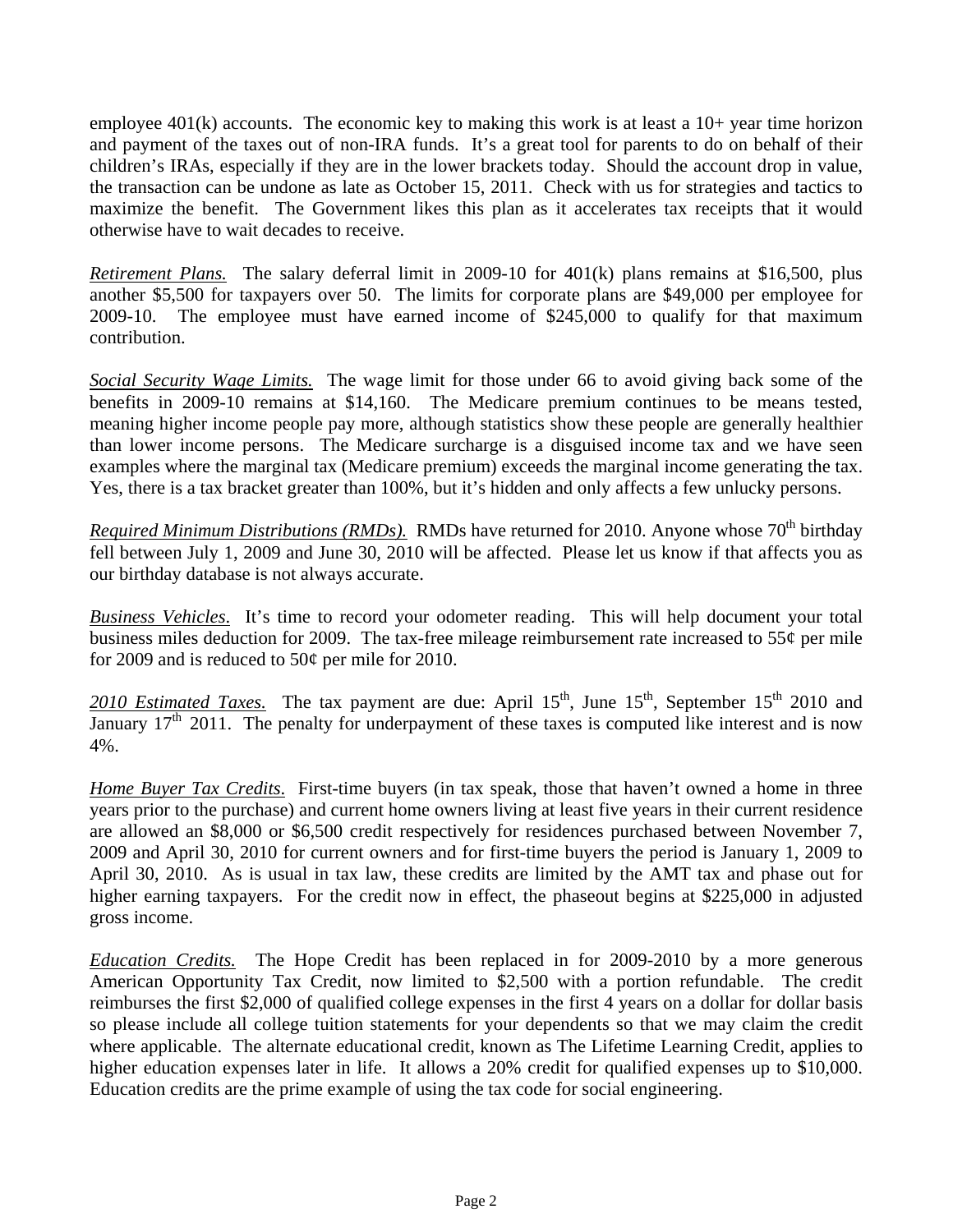employee 401(k) accounts. The economic key to making this work is at least a 10+ year time horizon and payment of the taxes out of non-IRA funds. It's a great tool for parents to do on behalf of their children's IRAs, especially if they are in the lower brackets today. Should the account drop in value, the transaction can be undone as late as October 15, 2011. Check with us for strategies and tactics to maximize the benefit. The Government likes this plan as it accelerates tax receipts that it would otherwise have to wait decades to receive.

*Retirement Plans.* The salary deferral limit in 2009-10 for 401(k) plans remains at $16,500, plus another $5,500 for taxpayers over 50. The limits for corporate plans are $49,000 per employee for 2009-10. The employee must have earned income of $245,000 to qualify for that maximum contribution.

*Social Security Wage Limits.* The wage limit for those under 66 to avoid giving back some of the benefits in 2009-10 remains at $14,160. The Medicare premium continues to be means tested, meaning higher income people pay more, although statistics show these people are generally healthier than lower income persons. The Medicare surcharge is a disguised income tax and we have seen examples where the marginal tax (Medicare premium) exceeds the marginal income generating the tax. Yes, there is a tax bracket greater than 100%, but it's hidden and only affects a few unlucky persons.

*Required Minimum Distributions (RMDs).* RMDs have returned for 2010. Anyone whose 70th birthday fell between July 1, 2009 and June 30, 2010 will be affected. Please let us know if that affects you as our birthday database is not always accurate.

*Business Vehicles*. It's time to record your odometer reading. This will help document your total business miles deduction for 2009. The tax-free mileage reimbursement rate increased to 55¢ per mile for 2009 and is reduced to 50¢ per mile for 2010.

*2010 Estimated Taxes.* The tax payment are due: April 15th, June 15th, September 15th 2010 and January 17th 2011. The penalty for underpayment of these taxes is computed like interest and is now 4%.

*Home Buyer Tax Credits*. First-time buyers (in tax speak, those that haven't owned a home in three years prior to the purchase) and current home owners living at least five years in their current residence are allowed an $8,000 or $6,500 credit respectively for residences purchased between November 7, 2009 and April 30, 2010 for current owners and for first-time buyers the period is January 1, 2009 to April 30, 2010. As is usual in tax law, these credits are limited by the AMT tax and phase out for higher earning taxpayers. For the credit now in effect, the phaseout begins at $225,000 in adjusted gross income.

*Education Credits.* The Hope Credit has been replaced in for 2009-2010 by a more generous American Opportunity Tax Credit, now limited to $2,500 with a portion refundable. The credit reimburses the first $2,000 of qualified college expenses in the first 4 years on a dollar for dollar basis so please include all college tuition statements for your dependents so that we may claim the credit where applicable. The alternate educational credit, known as The Lifetime Learning Credit, applies to higher education expenses later in life. It allows a 20% credit for qualified expenses up to $10,000. Education credits are the prime example of using the tax code for social engineering.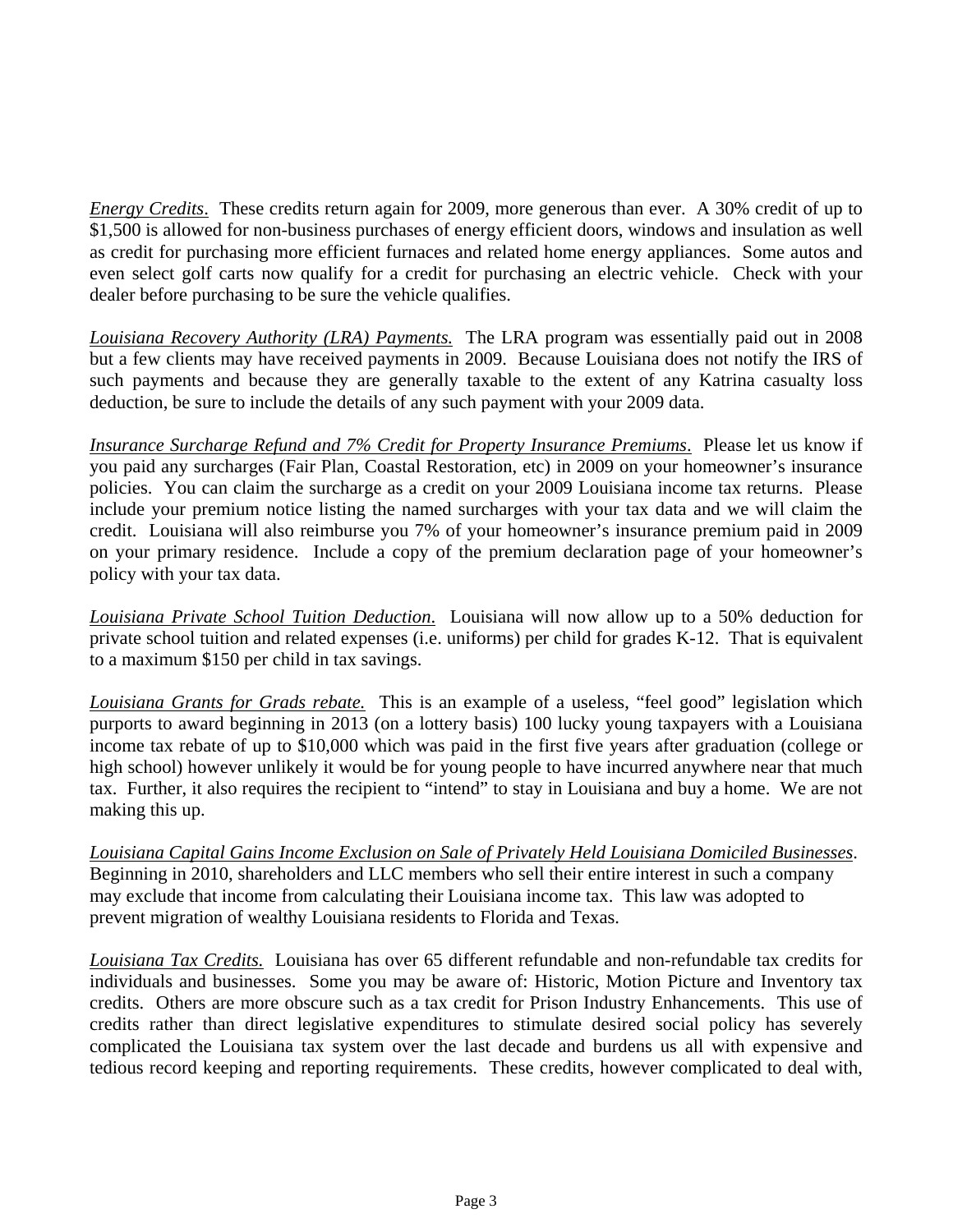*Energy Credits*. These credits return again for 2009, more generous than ever. A 30% credit of up to $1,500 is allowed for non-business purchases of energy efficient doors, windows and insulation as well as credit for purchasing more efficient furnaces and related home energy appliances. Some autos and even select golf carts now qualify for a credit for purchasing an electric vehicle. Check with your dealer before purchasing to be sure the vehicle qualifies.

*Louisiana Recovery Authority (LRA) Payments.* The LRA program was essentially paid out in 2008 but a few clients may have received payments in 2009. Because Louisiana does not notify the IRS of such payments and because they are generally taxable to the extent of any Katrina casualty loss deduction, be sure to include the details of any such payment with your 2009 data.

*Insurance Surcharge Refund and 7% Credit for Property Insurance Premiums*. Please let us know if you paid any surcharges (Fair Plan, Coastal Restoration, etc) in 2009 on your homeowner's insurance policies. You can claim the surcharge as a credit on your 2009 Louisiana income tax returns. Please include your premium notice listing the named surcharges with your tax data and we will claim the credit. Louisiana will also reimburse you 7% of your homeowner's insurance premium paid in 2009 on your primary residence. Include a copy of the premium declaration page of your homeowner's policy with your tax data.

*Louisiana Private School Tuition Deduction*. Louisiana will now allow up to a 50% deduction for private school tuition and related expenses (i.e. uniforms) per child for grades K-12. That is equivalent to a maximum $150 per child in tax savings.

*Louisiana Grants for Grads rebate.* This is an example of a useless, "feel good" legislation which purports to award beginning in 2013 (on a lottery basis) 100 lucky young taxpayers with a Louisiana income tax rebate of up to $10,000 which was paid in the first five years after graduation (college or high school) however unlikely it would be for young people to have incurred anywhere near that much tax. Further, it also requires the recipient to "intend" to stay in Louisiana and buy a home. We are not making this up.

*Louisiana Capital Gains Income Exclusion on Sale of Privately Held Louisiana Domiciled Businesses*. Beginning in 2010, shareholders and LLC members who sell their entire interest in such a company may exclude that income from calculating their Louisiana income tax. This law was adopted to prevent migration of wealthy Louisiana residents to Florida and Texas.

*Louisiana Tax Credits.* Louisiana has over 65 different refundable and non-refundable tax credits for individuals and businesses. Some you may be aware of: Historic, Motion Picture and Inventory tax credits. Others are more obscure such as a tax credit for Prison Industry Enhancements. This use of credits rather than direct legislative expenditures to stimulate desired social policy has severely complicated the Louisiana tax system over the last decade and burdens us all with expensive and tedious record keeping and reporting requirements. These credits, however complicated to deal with,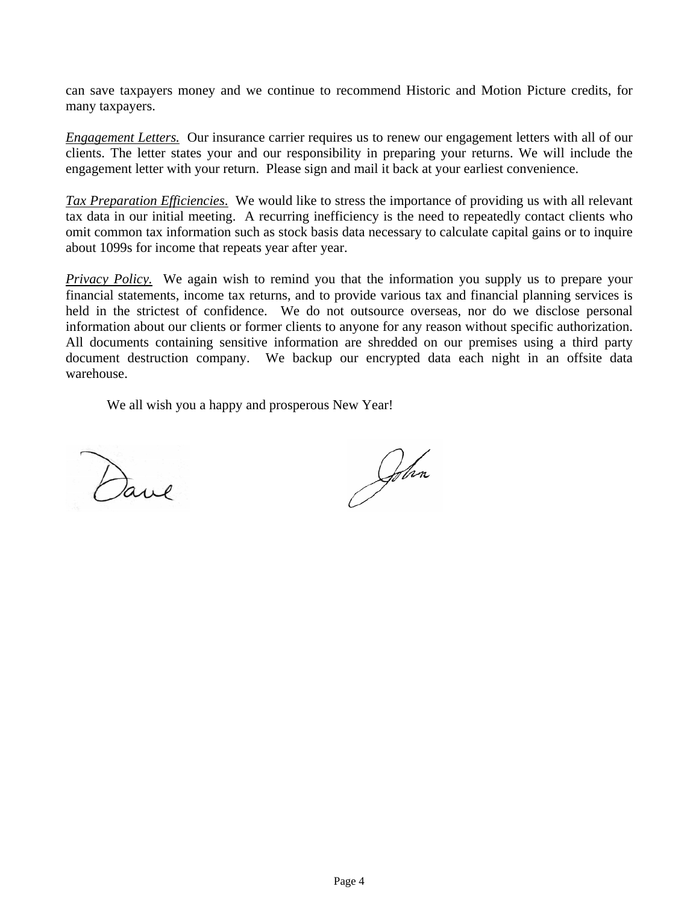can save taxpayers money and we continue to recommend Historic and Motion Picture credits, for many taxpayers.

***Engagement Letters.*** Our insurance carrier requires us to renew our engagement letters with all of our clients. The letter states your and our responsibility in preparing your returns. We will include the engagement letter with your return. Please sign and mail it back at your earliest convenience.

***Tax Preparation Efficiencies.*** We would like to stress the importance of providing us with all relevant tax data in our initial meeting. A recurring inefficiency is the need to repeatedly contact clients who omit common tax information such as stock basis data necessary to calculate capital gains or to inquire about 1099s for income that repeats year after year.

***Privacy Policy.*** We again wish to remind you that the information you supply us to prepare your financial statements, income tax returns, and to provide various tax and financial planning services is held in the strictest of confidence. We do not outsource overseas, nor do we disclose personal information about our clients or former clients to anyone for any reason without specific authorization. All documents containing sensitive information are shredded on our premises using a third party document destruction company. We backup our encrypted data each night in an offsite data warehouse.

We all wish you a happy and prosperous New Year!

Dave

John